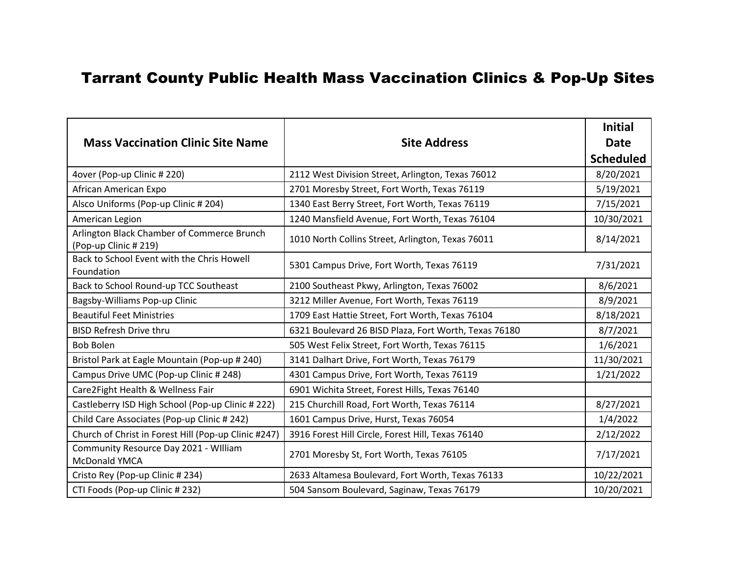# Tarrant County Public Health Mass Vaccination Clinics & Pop-Up Sites

| Mass Vaccination Clinic Site Name | Site Address | Initial Date Scheduled |
|---|---|---|
| 4over (Pop-up Clinic # 220) | 2112 West Division Street, Arlington, Texas 76012 | 8/20/2021 |
| African American Expo | 2701 Moresby Street, Fort Worth, Texas 76119 | 5/19/2021 |
| Alsco Uniforms (Pop-up Clinic # 204) | 1340 East Berry Street, Fort Worth, Texas 76119 | 7/15/2021 |
| American Legion | 1240 Mansfield Avenue, Fort Worth, Texas 76104 | 10/30/2021 |
| Arlington Black Chamber of Commerce Brunch (Pop-up Clinic # 219) | 1010 North Collins Street, Arlington, Texas 76011 | 8/14/2021 |
| Back to School Event with the Chris Howell Foundation | 5301 Campus Drive, Fort Worth, Texas 76119 | 7/31/2021 |
| Back to School Round-up TCC Southeast | 2100 Southeast Pkwy, Arlington, Texas 76002 | 8/6/2021 |
| Bagsby-Williams Pop-up Clinic | 3212 Miller Avenue, Fort Worth, Texas 76119 | 8/9/2021 |
| Beautiful Feet Ministries | 1709 East Hattie Street, Fort Worth, Texas 76104 | 8/18/2021 |
| BISD Refresh Drive thru | 6321 Boulevard 26 BISD Plaza, Fort Worth, Texas 76180 | 8/7/2021 |
| Bob Bolen | 505 West Felix Street, Fort Worth, Texas 76115 | 1/6/2021 |
| Bristol Park at Eagle Mountain (Pop-up # 240) | 3141 Dalhart Drive, Fort Worth, Texas 76179 | 11/30/2021 |
| Campus Drive UMC (Pop-up Clinic # 248) | 4301 Campus Drive, Fort Worth, Texas 76119 | 1/21/2022 |
| Care2Fight Health & Wellness Fair | 6901 Wichita Street, Forest Hills, Texas 76140 | |
| Castleberry ISD High School (Pop-up Clinic # 222) | 215 Churchill Road, Fort Worth, Texas 76114 | 8/27/2021 |
| Child Care Associates (Pop-up Clinic # 242) | 1601 Campus Drive, Hurst, Texas 76054 | 1/4/2022 |
| Church of Christ in Forest Hill (Pop-up Clinic #247) | 3916 Forest Hill Circle, Forest Hill, Texas 76140 | 2/12/2022 |
| Community Resource Day 2021 - WIlliam McDonald YMCA | 2701 Moresby St, Fort Worth, Texas 76105 | 7/17/2021 |
| Cristo Rey (Pop-up Clinic # 234) | 2633 Altamesa Boulevard, Fort Worth, Texas 76133 | 10/22/2021 |
| CTI Foods (Pop-up Clinic # 232) | 504 Sansom Boulevard, Saginaw, Texas 76179 | 10/20/2021 |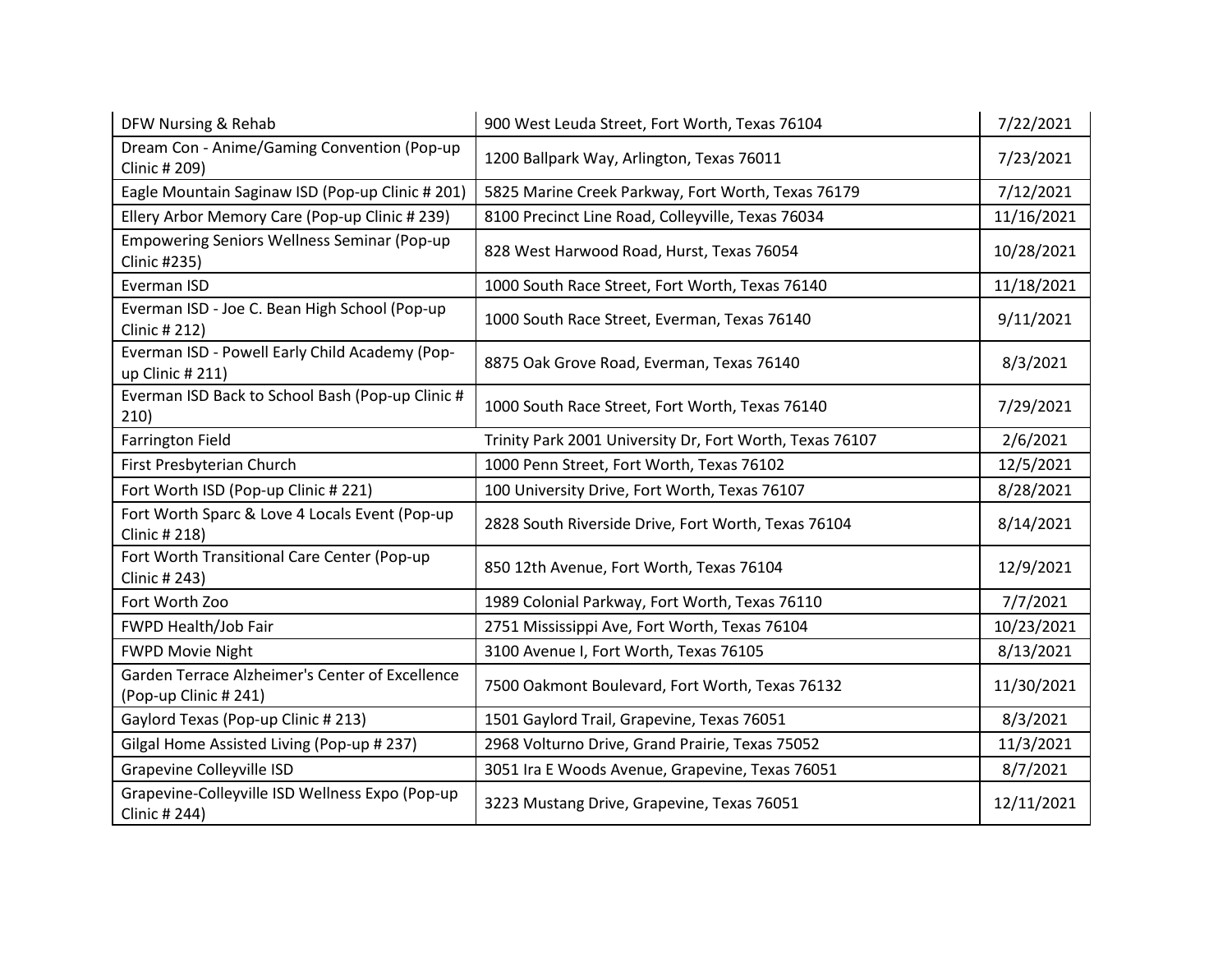| DFW Nursing & Rehab | 900 West Leuda Street, Fort Worth, Texas 76104 | 7/22/2021 |
|---|---|---|
| Dream Con - Anime/Gaming Convention (Pop-up Clinic # 209) | 1200 Ballpark Way, Arlington, Texas 76011 | 7/23/2021 |
| Eagle Mountain Saginaw ISD (Pop-up Clinic # 201) | 5825 Marine Creek Parkway, Fort Worth, Texas 76179 | 7/12/2021 |
| Ellery Arbor Memory Care (Pop-up Clinic # 239) | 8100 Precinct Line Road, Colleyville, Texas 76034 | 11/16/2021 |
| Empowering Seniors Wellness Seminar (Pop-up Clinic #235) | 828 West Harwood Road, Hurst, Texas 76054 | 10/28/2021 |
| Everman ISD | 1000 South Race Street, Fort Worth, Texas 76140 | 11/18/2021 |
| Everman ISD - Joe C. Bean High School (Pop-up Clinic # 212) | 1000 South Race Street, Everman, Texas 76140 | 9/11/2021 |
| Everman ISD - Powell Early Child Academy (Pop-up Clinic # 211) | 8875 Oak Grove Road, Everman, Texas 76140 | 8/3/2021 |
| Everman ISD Back to School Bash (Pop-up Clinic # 210) | 1000 South Race Street, Fort Worth, Texas 76140 | 7/29/2021 |
| Farrington Field | Trinity Park 2001 University Dr, Fort Worth, Texas 76107 | 2/6/2021 |
| First Presbyterian Church | 1000 Penn Street, Fort Worth, Texas 76102 | 12/5/2021 |
| Fort Worth ISD (Pop-up Clinic # 221) | 100 University Drive, Fort Worth, Texas 76107 | 8/28/2021 |
| Fort Worth Sparc & Love 4 Locals Event (Pop-up Clinic # 218) | 2828 South Riverside Drive, Fort Worth, Texas 76104 | 8/14/2021 |
| Fort Worth Transitional Care Center (Pop-up Clinic # 243) | 850 12th Avenue, Fort Worth, Texas 76104 | 12/9/2021 |
| Fort Worth Zoo | 1989 Colonial Parkway, Fort Worth, Texas 76110 | 7/7/2021 |
| FWPD Health/Job Fair | 2751 Mississippi Ave, Fort Worth, Texas 76104 | 10/23/2021 |
| FWPD Movie Night | 3100 Avenue I, Fort Worth, Texas 76105 | 8/13/2021 |
| Garden Terrace Alzheimer's Center of Excellence (Pop-up Clinic # 241) | 7500 Oakmont Boulevard, Fort Worth, Texas 76132 | 11/30/2021 |
| Gaylord Texas (Pop-up Clinic # 213) | 1501 Gaylord Trail, Grapevine, Texas 76051 | 8/3/2021 |
| Gilgal Home Assisted Living (Pop-up # 237) | 2968 Volturno Drive, Grand Prairie, Texas 75052 | 11/3/2021 |
| Grapevine Colleyville ISD | 3051 Ira E Woods Avenue, Grapevine, Texas 76051 | 8/7/2021 |
| Grapevine-Colleyville ISD Wellness Expo (Pop-up Clinic # 244) | 3223 Mustang Drive, Grapevine, Texas 76051 | 12/11/2021 |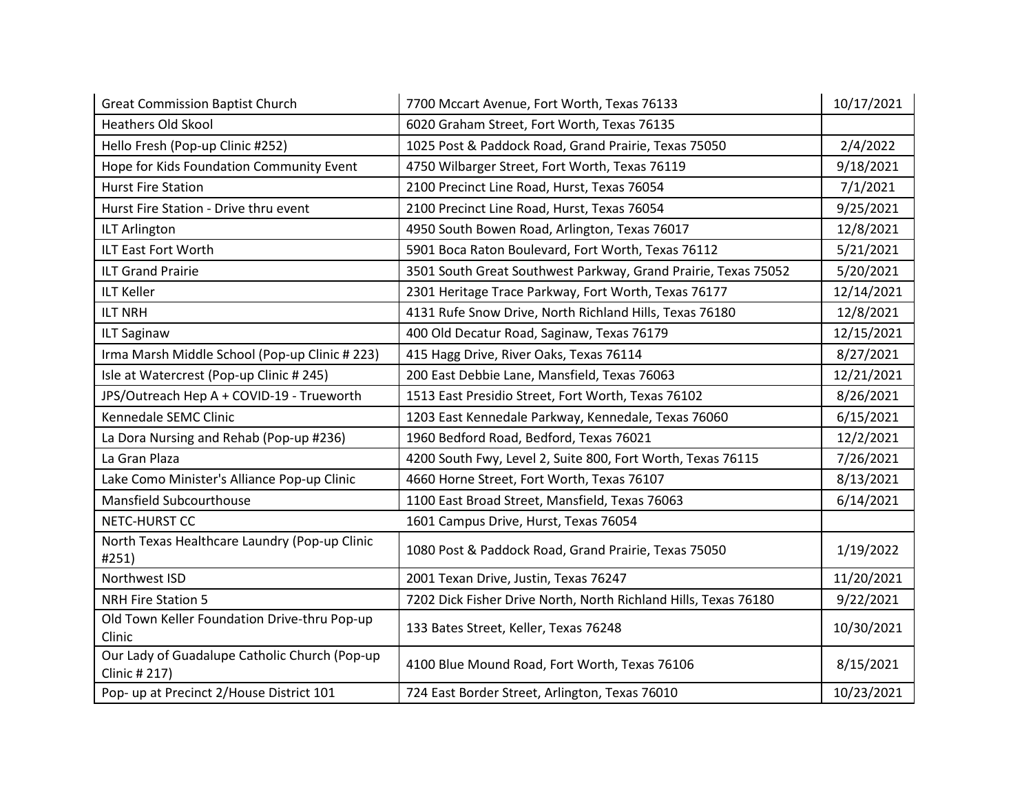| Great Commission Baptist Church | 7700 Mccart Avenue, Fort Worth, Texas 76133 | 10/17/2021 |
|---|---|---|
| Heathers Old Skool | 6020 Graham Street, Fort Worth, Texas 76135 | |
| Hello Fresh (Pop-up Clinic #252) | 1025 Post & Paddock Road, Grand Prairie, Texas 75050 | 2/4/2022 |
| Hope for Kids Foundation Community Event | 4750 Wilbarger Street, Fort Worth, Texas 76119 | 9/18/2021 |
| Hurst Fire Station | 2100 Precinct Line Road, Hurst, Texas 76054 | 7/1/2021 |
| Hurst Fire Station - Drive thru event | 2100 Precinct Line Road, Hurst, Texas 76054 | 9/25/2021 |
| ILT Arlington | 4950 South Bowen Road, Arlington, Texas 76017 | 12/8/2021 |
| ILT East Fort Worth | 5901 Boca Raton Boulevard, Fort Worth, Texas 76112 | 5/21/2021 |
| ILT Grand Prairie | 3501 South Great Southwest Parkway, Grand Prairie, Texas 75052 | 5/20/2021 |
| ILT Keller | 2301 Heritage Trace Parkway, Fort Worth, Texas 76177 | 12/14/2021 |
| ILT NRH | 4131 Rufe Snow Drive, North Richland Hills, Texas 76180 | 12/8/2021 |
| ILT Saginaw | 400 Old Decatur Road, Saginaw, Texas 76179 | 12/15/2021 |
| Irma Marsh Middle School (Pop-up Clinic # 223) | 415 Hagg Drive, River Oaks, Texas 76114 | 8/27/2021 |
| Isle at Watercrest (Pop-up Clinic # 245) | 200 East Debbie Lane, Mansfield, Texas 76063 | 12/21/2021 |
| JPS/Outreach Hep A + COVID-19 - Trueworth | 1513 East Presidio Street, Fort Worth, Texas 76102 | 8/26/2021 |
| Kennedale SEMC Clinic | 1203 East Kennedale Parkway, Kennedale, Texas 76060 | 6/15/2021 |
| La Dora Nursing and Rehab (Pop-up #236) | 1960 Bedford Road, Bedford, Texas 76021 | 12/2/2021 |
| La Gran Plaza | 4200 South Fwy, Level 2, Suite 800, Fort Worth, Texas 76115 | 7/26/2021 |
| Lake Como Minister's Alliance Pop-up Clinic | 4660 Horne Street, Fort Worth, Texas 76107 | 8/13/2021 |
| Mansfield Subcourthouse | 1100 East Broad Street, Mansfield, Texas 76063 | 6/14/2021 |
| NETC-HURST CC | 1601 Campus Drive, Hurst, Texas 76054 | |
| North Texas Healthcare Laundry (Pop-up Clinic #251) | 1080 Post & Paddock Road, Grand Prairie, Texas 75050 | 1/19/2022 |
| Northwest ISD | 2001 Texan Drive, Justin, Texas 76247 | 11/20/2021 |
| NRH Fire Station 5 | 7202 Dick Fisher Drive North, North Richland Hills, Texas 76180 | 9/22/2021 |
| Old Town Keller Foundation Drive-thru Pop-up Clinic | 133 Bates Street, Keller, Texas 76248 | 10/30/2021 |
| Our Lady of Guadalupe Catholic Church (Pop-up Clinic # 217) | 4100 Blue Mound Road, Fort Worth, Texas 76106 | 8/15/2021 |
| Pop- up at Precinct 2/House District 101 | 724 East Border Street, Arlington, Texas 76010 | 10/23/2021 |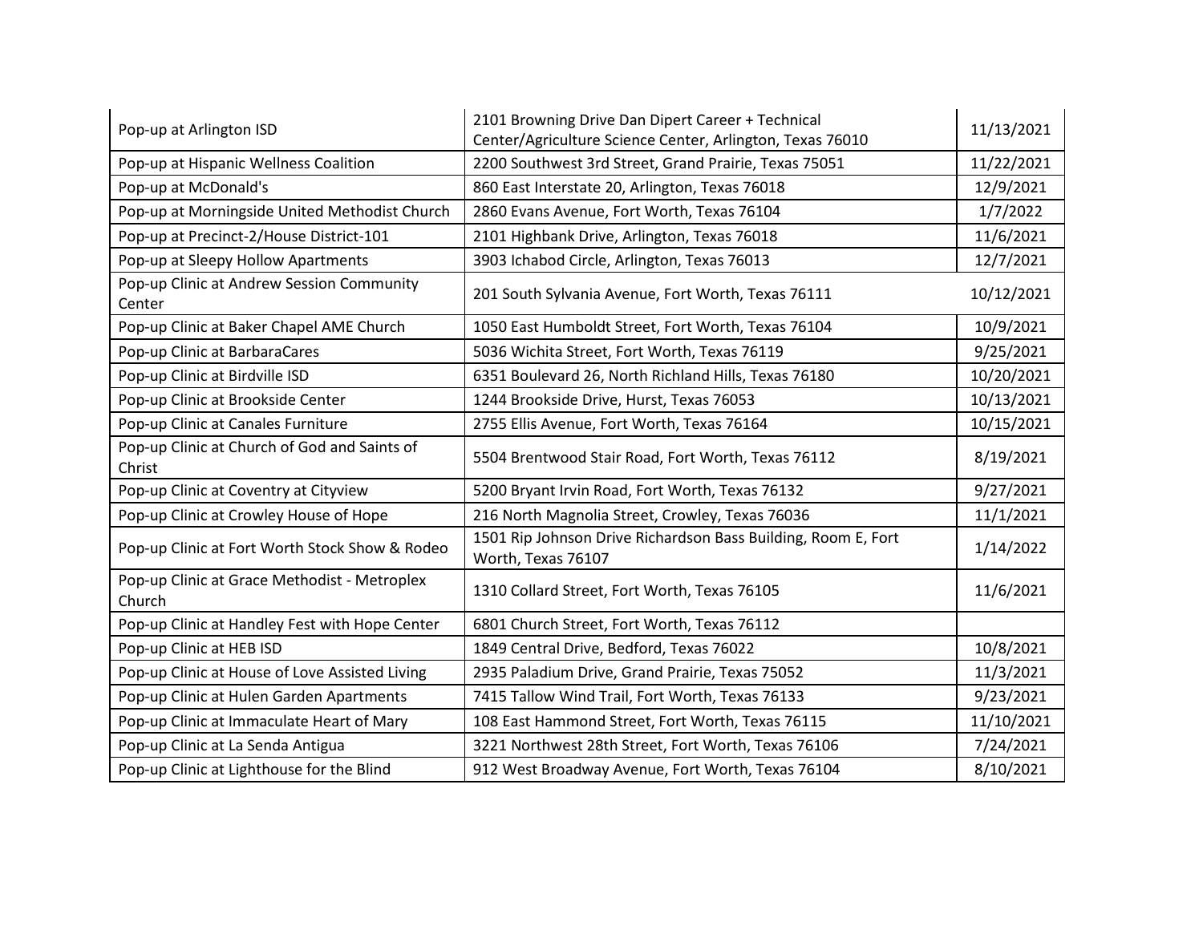| | | |
|---|---|---|
| Pop-up at Arlington ISD | 2101 Browning Drive Dan Dipert Career + Technical Center/Agriculture Science Center, Arlington, Texas 76010 | 11/13/2021 |
| Pop-up at Hispanic Wellness Coalition | 2200 Southwest 3rd Street, Grand Prairie, Texas 75051 | 11/22/2021 |
| Pop-up at McDonald's | 860 East Interstate 20, Arlington, Texas 76018 | 12/9/2021 |
| Pop-up at Morningside United Methodist Church | 2860 Evans Avenue, Fort Worth, Texas 76104 | 1/7/2022 |
| Pop-up at Precinct-2/House District-101 | 2101 Highbank Drive, Arlington, Texas 76018 | 11/6/2021 |
| Pop-up at Sleepy Hollow Apartments | 3903 Ichabod Circle, Arlington, Texas 76013 | 12/7/2021 |
| Pop-up Clinic at Andrew Session Community Center | 201 South Sylvania Avenue, Fort Worth, Texas 76111 | 10/12/2021 |
| Pop-up Clinic at Baker Chapel AME Church | 1050 East Humboldt Street, Fort Worth, Texas 76104 | 10/9/2021 |
| Pop-up Clinic at BarbaraCares | 5036 Wichita Street, Fort Worth, Texas 76119 | 9/25/2021 |
| Pop-up Clinic at Birdville ISD | 6351 Boulevard 26, North Richland Hills, Texas 76180 | 10/20/2021 |
| Pop-up Clinic at Brookside Center | 1244 Brookside Drive, Hurst, Texas 76053 | 10/13/2021 |
| Pop-up Clinic at Canales Furniture | 2755 Ellis Avenue, Fort Worth, Texas 76164 | 10/15/2021 |
| Pop-up Clinic at Church of God and Saints of Christ | 5504 Brentwood Stair Road, Fort Worth, Texas 76112 | 8/19/2021 |
| Pop-up Clinic at Coventry at Cityview | 5200 Bryant Irvin Road, Fort Worth, Texas 76132 | 9/27/2021 |
| Pop-up Clinic at Crowley House of Hope | 216 North Magnolia Street, Crowley, Texas 76036 | 11/1/2021 |
| Pop-up Clinic at Fort Worth Stock Show & Rodeo | 1501 Rip Johnson Drive Richardson Bass Building, Room E, Fort Worth, Texas 76107 | 1/14/2022 |
| Pop-up Clinic at Grace Methodist - Metroplex Church | 1310 Collard Street, Fort Worth, Texas 76105 | 11/6/2021 |
| Pop-up Clinic at Handley Fest with Hope Center | 6801 Church Street, Fort Worth, Texas 76112 | |
| Pop-up Clinic at HEB ISD | 1849 Central Drive, Bedford, Texas 76022 | 10/8/2021 |
| Pop-up Clinic at House of Love Assisted Living | 2935 Paladium Drive, Grand Prairie, Texas 75052 | 11/3/2021 |
| Pop-up Clinic at Hulen Garden Apartments | 7415 Tallow Wind Trail, Fort Worth, Texas 76133 | 9/23/2021 |
| Pop-up Clinic at Immaculate Heart of Mary | 108 East Hammond Street, Fort Worth, Texas 76115 | 11/10/2021 |
| Pop-up Clinic at La Senda Antigua | 3221 Northwest 28th Street, Fort Worth, Texas 76106 | 7/24/2021 |
| Pop-up Clinic at Lighthouse for the Blind | 912 West Broadway Avenue, Fort Worth, Texas 76104 | 8/10/2021 |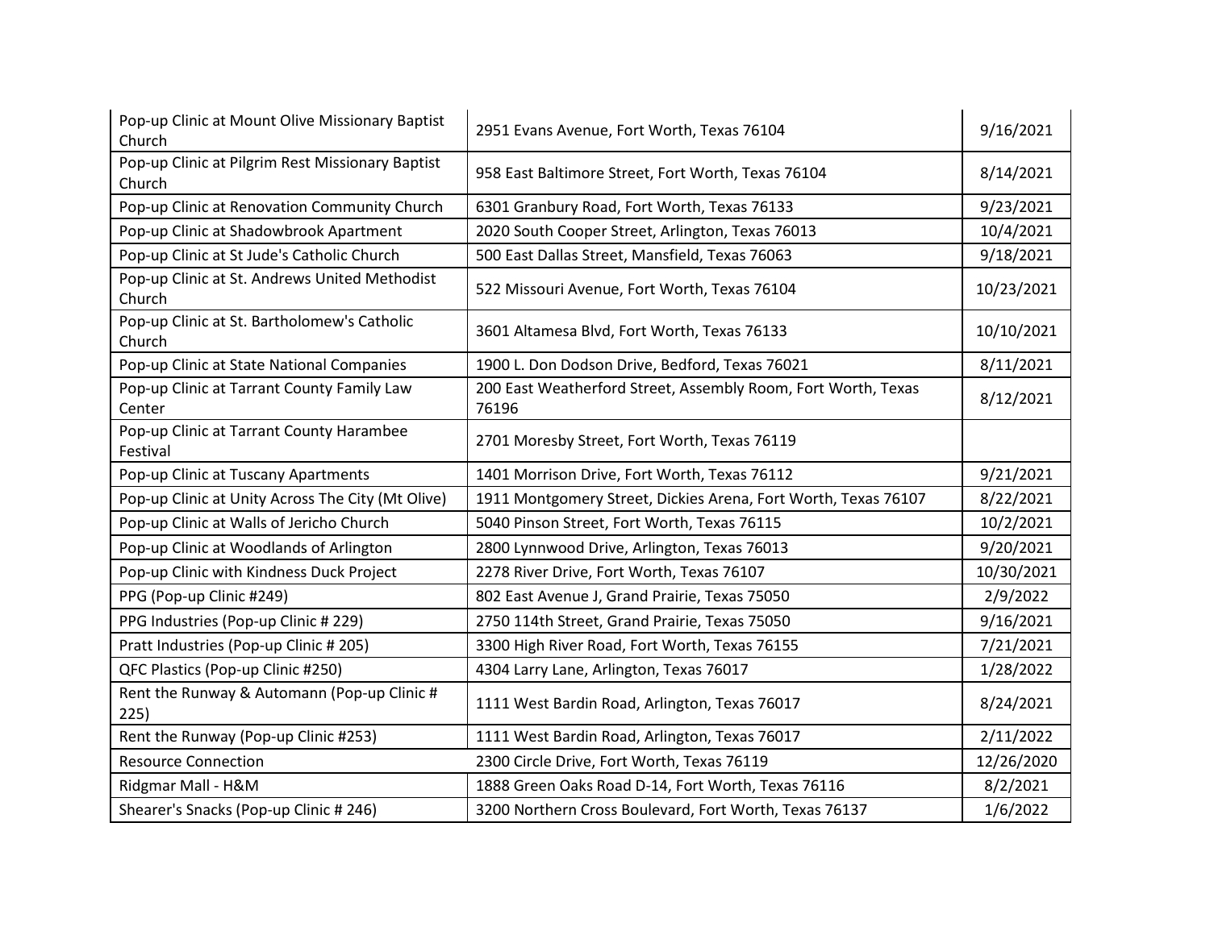| | | |
|---|---|---|
| Pop-up Clinic at Mount Olive Missionary Baptist Church | 2951 Evans Avenue, Fort Worth, Texas 76104 | 9/16/2021 |
| Pop-up Clinic at Pilgrim Rest Missionary Baptist Church | 958 East Baltimore Street, Fort Worth, Texas 76104 | 8/14/2021 |
| Pop-up Clinic at Renovation Community Church | 6301 Granbury Road, Fort Worth, Texas 76133 | 9/23/2021 |
| Pop-up Clinic at Shadowbrook Apartment | 2020 South Cooper Street, Arlington, Texas 76013 | 10/4/2021 |
| Pop-up Clinic at St Jude's Catholic Church | 500 East Dallas Street, Mansfield, Texas 76063 | 9/18/2021 |
| Pop-up Clinic at St. Andrews United Methodist Church | 522 Missouri Avenue, Fort Worth, Texas 76104 | 10/23/2021 |
| Pop-up Clinic at St. Bartholomew's Catholic Church | 3601 Altamesa Blvd, Fort Worth, Texas 76133 | 10/10/2021 |
| Pop-up Clinic at State National Companies | 1900 L. Don Dodson Drive, Bedford, Texas 76021 | 8/11/2021 |
| Pop-up Clinic at Tarrant County Family Law Center | 200 East Weatherford Street, Assembly Room, Fort Worth, Texas 76196 | 8/12/2021 |
| Pop-up Clinic at Tarrant County Harambee Festival | 2701 Moresby Street, Fort Worth, Texas 76119 | |
| Pop-up Clinic at Tuscany Apartments | 1401 Morrison Drive, Fort Worth, Texas 76112 | 9/21/2021 |
| Pop-up Clinic at Unity Across The City (Mt Olive) | 1911 Montgomery Street, Dickies Arena, Fort Worth, Texas 76107 | 8/22/2021 |
| Pop-up Clinic at Walls of Jericho Church | 5040 Pinson Street, Fort Worth, Texas 76115 | 10/2/2021 |
| Pop-up Clinic at Woodlands of Arlington | 2800 Lynnwood Drive, Arlington, Texas 76013 | 9/20/2021 |
| Pop-up Clinic with Kindness Duck Project | 2278 River Drive, Fort Worth, Texas 76107 | 10/30/2021 |
| PPG (Pop-up Clinic #249) | 802 East Avenue J, Grand Prairie, Texas 75050 | 2/9/2022 |
| PPG Industries (Pop-up Clinic # 229) | 2750 114th Street, Grand Prairie, Texas 75050 | 9/16/2021 |
| Pratt Industries (Pop-up Clinic # 205) | 3300 High River Road, Fort Worth, Texas 76155 | 7/21/2021 |
| QFC Plastics (Pop-up Clinic #250) | 4304 Larry Lane, Arlington, Texas 76017 | 1/28/2022 |
| Rent the Runway & Automann (Pop-up Clinic # 225) | 1111 West Bardin Road, Arlington, Texas 76017 | 8/24/2021 |
| Rent the Runway (Pop-up Clinic #253) | 1111 West Bardin Road, Arlington, Texas 76017 | 2/11/2022 |
| Resource Connection | 2300 Circle Drive, Fort Worth, Texas 76119 | 12/26/2020 |
| Ridgmar Mall - H&M | 1888 Green Oaks Road D-14, Fort Worth, Texas 76116 | 8/2/2021 |
| Shearer's Snacks (Pop-up Clinic # 246) | 3200 Northern Cross Boulevard, Fort Worth, Texas 76137 | 1/6/2022 |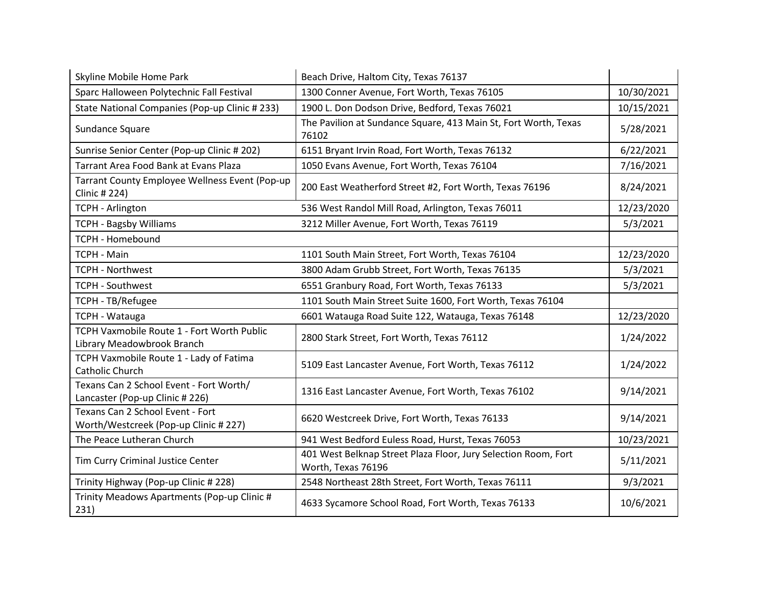| | | |
|---|---|---|
| Skyline Mobile Home Park | Beach Drive, Haltom City, Texas 76137 | |
| Sparc Halloween Polytechnic Fall Festival | 1300 Conner Avenue, Fort Worth, Texas 76105 | 10/30/2021 |
| State National Companies (Pop-up Clinic # 233) | 1900 L. Don Dodson Drive, Bedford, Texas 76021 | 10/15/2021 |
| Sundance Square | The Pavilion at Sundance Square, 413 Main St, Fort Worth, Texas 76102 | 5/28/2021 |
| Sunrise Senior Center (Pop-up Clinic # 202) | 6151 Bryant Irvin Road, Fort Worth, Texas 76132 | 6/22/2021 |
| Tarrant Area Food Bank at Evans Plaza | 1050 Evans Avenue, Fort Worth, Texas 76104 | 7/16/2021 |
| Tarrant County Employee Wellness Event (Pop-up Clinic # 224) | 200 East Weatherford Street #2, Fort Worth, Texas 76196 | 8/24/2021 |
| TCPH - Arlington | 536 West Randol Mill Road, Arlington, Texas 76011 | 12/23/2020 |
| TCPH - Bagsby Williams | 3212 Miller Avenue, Fort Worth, Texas 76119 | 5/3/2021 |
| TCPH - Homebound | | |
| TCPH - Main | 1101 South Main Street, Fort Worth, Texas 76104 | 12/23/2020 |
| TCPH - Northwest | 3800 Adam Grubb Street, Fort Worth, Texas 76135 | 5/3/2021 |
| TCPH - Southwest | 6551 Granbury Road, Fort Worth, Texas 76133 | 5/3/2021 |
| TCPH - TB/Refugee | 1101 South Main Street Suite 1600, Fort Worth, Texas 76104 | |
| TCPH - Watauga | 6601 Watauga Road Suite 122, Watauga, Texas 76148 | 12/23/2020 |
| TCPH Vaxmobile Route 1 - Fort Worth Public Library Meadowbrook Branch | 2800 Stark Street, Fort Worth, Texas 76112 | 1/24/2022 |
| TCPH Vaxmobile Route 1 - Lady of Fatima Catholic Church | 5109 East Lancaster Avenue, Fort Worth, Texas 76112 | 1/24/2022 |
| Texans Can 2 School Event - Fort Worth/ Lancaster (Pop-up Clinic # 226) | 1316 East Lancaster Avenue, Fort Worth, Texas 76102 | 9/14/2021 |
| Texans Can 2 School Event - Fort Worth/Westcreek (Pop-up Clinic # 227) | 6620 Westcreek Drive, Fort Worth, Texas 76133 | 9/14/2021 |
| The Peace Lutheran Church | 941 West Bedford Euless Road, Hurst, Texas 76053 | 10/23/2021 |
| Tim Curry Criminal Justice Center | 401 West Belknap Street Plaza Floor, Jury Selection Room, Fort Worth, Texas 76196 | 5/11/2021 |
| Trinity Highway (Pop-up Clinic # 228) | 2548 Northeast 28th Street, Fort Worth, Texas 76111 | 9/3/2021 |
| Trinity Meadows Apartments (Pop-up Clinic # 231) | 4633 Sycamore School Road, Fort Worth, Texas 76133 | 10/6/2021 |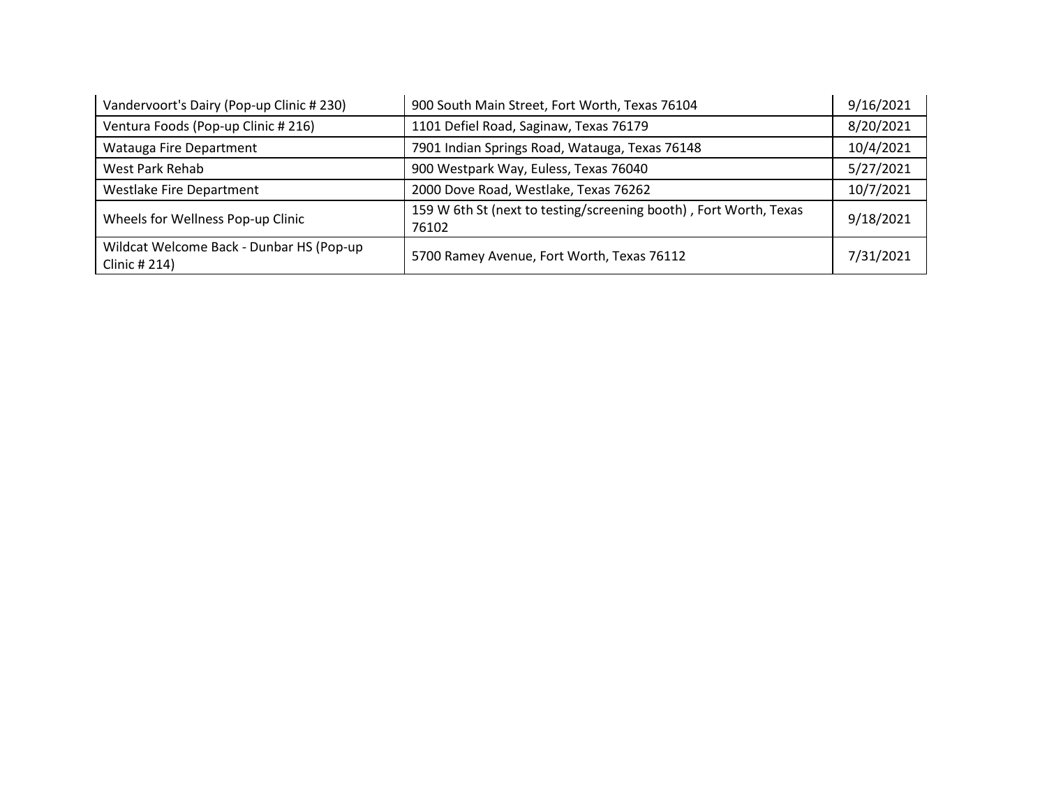| | | |
|---|---|---|
| Vandervoort's Dairy (Pop-up Clinic # 230) | 900 South Main Street, Fort Worth, Texas 76104 | 9/16/2021 |
| Ventura Foods (Pop-up Clinic # 216) | 1101 Defiel Road, Saginaw, Texas 76179 | 8/20/2021 |
| Watauga Fire Department | 7901 Indian Springs Road, Watauga, Texas 76148 | 10/4/2021 |
| West Park Rehab | 900 Westpark Way, Euless, Texas 76040 | 5/27/2021 |
| Westlake Fire Department | 2000 Dove Road, Westlake, Texas 76262 | 10/7/2021 |
| Wheels for Wellness Pop-up Clinic | 159 W 6th St (next to testing/screening booth) , Fort Worth, Texas 76102 | 9/18/2021 |
| Wildcat Welcome Back - Dunbar HS (Pop-up Clinic # 214) | 5700 Ramey Avenue, Fort Worth, Texas 76112 | 7/31/2021 |